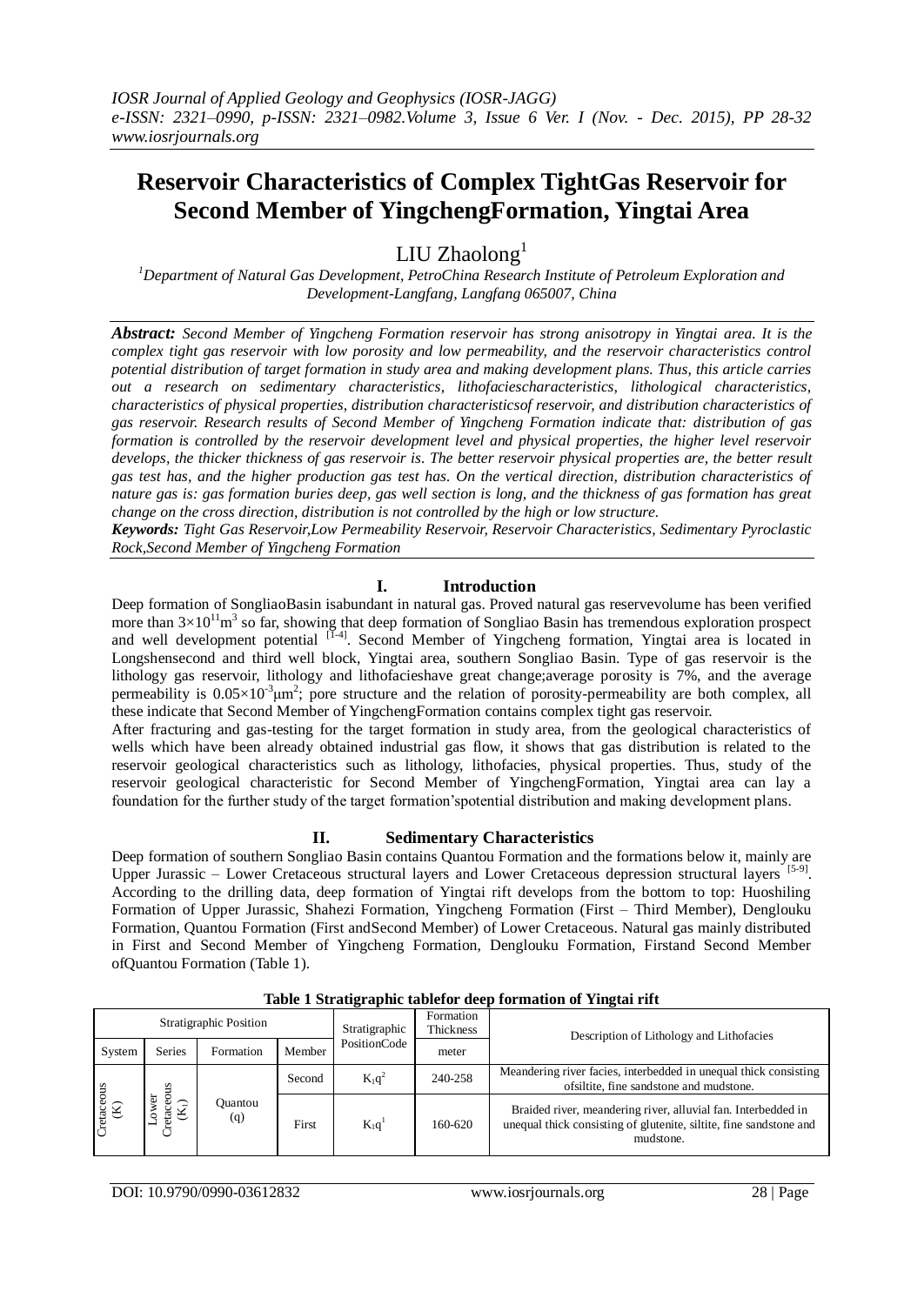# Reservoir Characteristics of Complex TightGas Reservoir for Second Member of YingchengFormation, Yingtai Area

LIU Zhaolong[1]

[1]*Department of Natural Gas Development, PetroChina Research Institute of Petroleum Exploration and Development-Langfang, Langfang 065007, China*

***Abstract:*** *Second Member of Yingcheng Formation reservoir has strong anisotropy in Yingtai area. It is the complex tight gas reservoir with low porosity and low permeability, and the reservoir characteristics control potential distribution of target formation in study area and making development plans. Thus, this article carries out a research on sedimentary characteristics, lithofaciescharacteristics, lithological characteristics, characteristics of physical properties, distribution characteristicsof reservoir, and distribution characteristics of gas reservoir. Research results of Second Member of Yingcheng Formation indicate that: distribution of gas formation is controlled by the reservoir development level and physical properties, the higher level reservoir develops, the thicker thickness of gas reservoir is. The better reservoir physical properties are, the better result gas test has, and the higher production gas test has. On the vertical direction, distribution characteristics of nature gas is: gas formation buries deep, gas well section is long, and the thickness of gas formation has great change on the cross direction, distribution is not controlled by the high or low structure.*

***Keywords:*** *Tight Gas Reservoir,Low Permeability Reservoir, Reservoir Characteristics, Sedimentary Pyroclastic Rock,Second Member of Yingcheng Formation*

## I. Introduction

Deep formation of SongliaoBasin isabundant in natural gas. Proved natural gas reservevolume has been verified more than $3\times10^{11}m^3$ so far, showing that deep formation of Songliao Basin has tremendous exploration prospect and well development potential [1-4]. Second Member of Yingcheng formation, Yingtai area is located in Longshensecond and third well block, Yingtai area, southern Songliao Basin. Type of gas reservoir is the lithology gas reservoir, lithology and lithofacieshave great change;average porosity is 7%, and the average permeability is $0.05\times10^{-3}\mu m^2$; pore structure and the relation of porosity-permeability are both complex, all these indicate that Second Member of YingchengFormation contains complex tight gas reservoir.

After fracturing and gas-testing for the target formation in study area, from the geological characteristics of wells which have been already obtained industrial gas flow, it shows that gas distribution is related to the reservoir geological characteristics such as lithology, lithofacies, physical properties. Thus, study of the reservoir geological characteristic for Second Member of YingchengFormation, Yingtai area can lay a foundation for the further study of the target formation'spotential distribution and making development plans.

## II. Sedimentary Characteristics

Deep formation of southern Songliao Basin contains Quantou Formation and the formations below it, mainly are Upper Jurassic – Lower Cretaceous structural layers and Lower Cretaceous depression structural layers [5-9]. According to the drilling data, deep formation of Yingtai rift develops from the bottom to top: Huoshiling Formation of Upper Jurassic, Shahezi Formation, Yingcheng Formation (First – Third Member), Denglouku Formation, Quantou Formation (First andSecond Member) of Lower Cretaceous. Natural gas mainly distributed in First and Second Member of Yingcheng Formation, Denglouku Formation, Firstand Second Member ofQuantou Formation (Table 1).

**Table 1 Stratigraphic tablefor deep formation of Yingtai rift**

| Stratigraphic Position | | | | Stratigraphic PositionCode | Formation Thickness | Description of Lithology and Lithofacies |
|---|---|---|---|---|---|---|
| System | Series | Formation | Member | | meter | |
| Cretaceous (K) | Lower Cretaceous ($K_1$) | Quantou (q) | Second | $K_1q^2$ | 240-258 | Meandering river facies, interbedded in unequal thick consisting ofsiltite, fine sandstone and mudstone. |
| | | | First | $K_1q^1$ | 160-620 | Braided river, meandering river, alluvial fan. Interbedded in unequal thick consisting of glutenite, siltite, fine sandstone and mudstone. |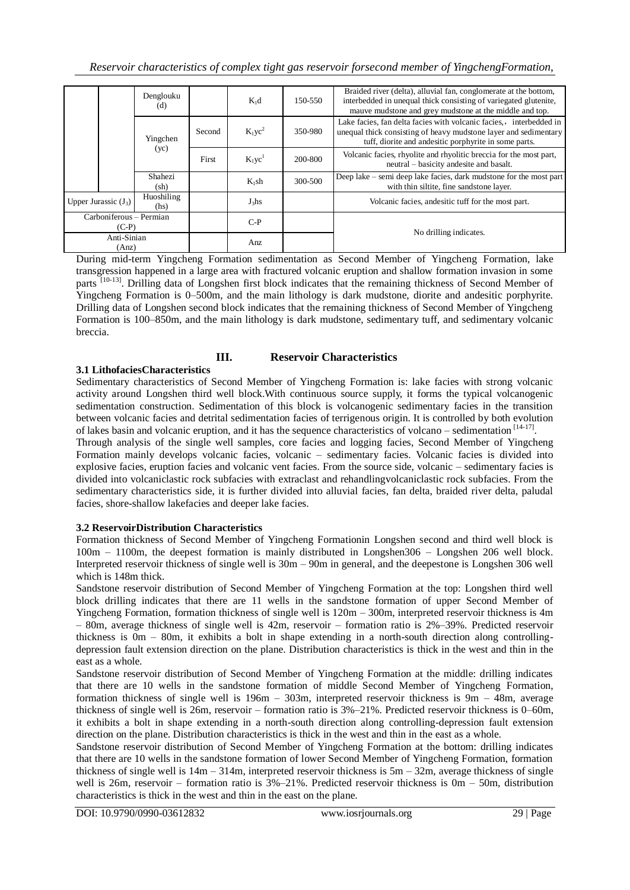| | | Denglouku (d) | | $K_1d$ | 150-550 | Braided river (delta), alluvial fan, conglomerate at the bottom, interbedded in unequal thick consisting of variegated glutenite, mauve mudstone and grey mudstone at the middle and top. |
|---|---|---|---|---|---|---|
| | | Yingchen (yc) | Second | $K_1yc^2$ | 350-980 | Lake facies, fan delta facies with volcanic facies, , interbedded in unequal thick consisting of heavy mudstone layer and sedimentary tuff, diorite and andesitic porphyrite in some parts. |
| | | | First | $K_1yc^1$ | 200-800 | Volcanic facies, rhyolite and rhyolitic breccia for the most part, neutral – basicity andesite and basalt. |
| | | Shahezi (sh) | | $K_1sh$ | 300-500 | Deep lake – semi deep lake facies, dark mudstone for the most part with thin siltite, fine sandstone layer. |
| Upper Jurassic ($J_3$) | | Huoshiling (hs) | | $J_3hs$ | | Volcanic facies, andesitic tuff for the most part. |
| Carboniferous – Permian (C-P) | | | | C-P | | No drilling indicates. |
| Anti-Sinian (Anz) | | | | Anz | | |

During mid-term Yingcheng Formation sedimentation as Second Member of Yingcheng Formation, lake transgression happened in a large area with fractured volcanic eruption and shallow formation invasion in some parts [10-13]. Drilling data of Longshen first block indicates that the remaining thickness of Second Member of Yingcheng Formation is 0–500m, and the main lithology is dark mudstone, diorite and andesitic porphyrite. Drilling data of Longshen second block indicates that the remaining thickness of Second Member of Yingcheng Formation is 100–850m, and the main lithology is dark mudstone, sedimentary tuff, and sedimentary volcanic breccia.

## III. Reservoir Characteristics

### 3.1 LithofaciesCharacteristics

Sedimentary characteristics of Second Member of Yingcheng Formation is: lake facies with strong volcanic activity around Longshen third well block.With continuous source supply, it forms the typical volcanogenic sedimentation construction. Sedimentation of this block is volcanogenic sedimentary facies in the transition between volcanic facies and detrital sedimentation facies of terrigenous origin. It is controlled by both evolution of lakes basin and volcanic eruption, and it has the sequence characteristics of volcano – sedimentation [14-17].

Through analysis of the single well samples, core facies and logging facies, Second Member of Yingcheng Formation mainly develops volcanic facies, volcanic – sedimentary facies. Volcanic facies is divided into explosive facies, eruption facies and volcanic vent facies. From the source side, volcanic – sedimentary facies is divided into volcaniclastic rock subfacies with extraclast and rehandlingvolcaniclastic rock subfacies. From the sedimentary characteristics side, it is further divided into alluvial facies, fan delta, braided river delta, paludal facies, shore-shallow lakefacies and deeper lake facies.

### 3.2 ReservoirDistribution Characteristics

Formation thickness of Second Member of Yingcheng Formationin Longshen second and third well block is 100m – 1100m, the deepest formation is mainly distributed in Longshen306 – Longshen 206 well block. Interpreted reservoir thickness of single well is 30m – 90m in general, and the deepestone is Longshen 306 well which is 148m thick.

Sandstone reservoir distribution of Second Member of Yingcheng Formation at the top: Longshen third well block drilling indicates that there are 11 wells in the sandstone formation of upper Second Member of Yingcheng Formation, formation thickness of single well is 120m – 300m, interpreted reservoir thickness is 4m – 80m, average thickness of single well is 42m, reservoir – formation ratio is 2%–39%. Predicted reservoir thickness is 0m – 80m, it exhibits a bolt in shape extending in a north-south direction along controlling-depression fault extension direction on the plane. Distribution characteristics is thick in the west and thin in the east as a whole.

Sandstone reservoir distribution of Second Member of Yingcheng Formation at the middle: drilling indicates that there are 10 wells in the sandstone formation of middle Second Member of Yingcheng Formation, formation thickness of single well is 196m – 303m, interpreted reservoir thickness is 9m – 48m, average thickness of single well is 26m, reservoir – formation ratio is 3%–21%. Predicted reservoir thickness is 0–60m, it exhibits a bolt in shape extending in a north-south direction along controlling-depression fault extension direction on the plane. Distribution characteristics is thick in the west and thin in the east as a whole.

Sandstone reservoir distribution of Second Member of Yingcheng Formation at the bottom: drilling indicates that there are 10 wells in the sandstone formation of lower Second Member of Yingcheng Formation, formation thickness of single well is 14m – 314m, interpreted reservoir thickness is 5m – 32m, average thickness of single well is 26m, reservoir – formation ratio is 3%–21%. Predicted reservoir thickness is 0m – 50m, distribution characteristics is thick in the west and thin in the east on the plane.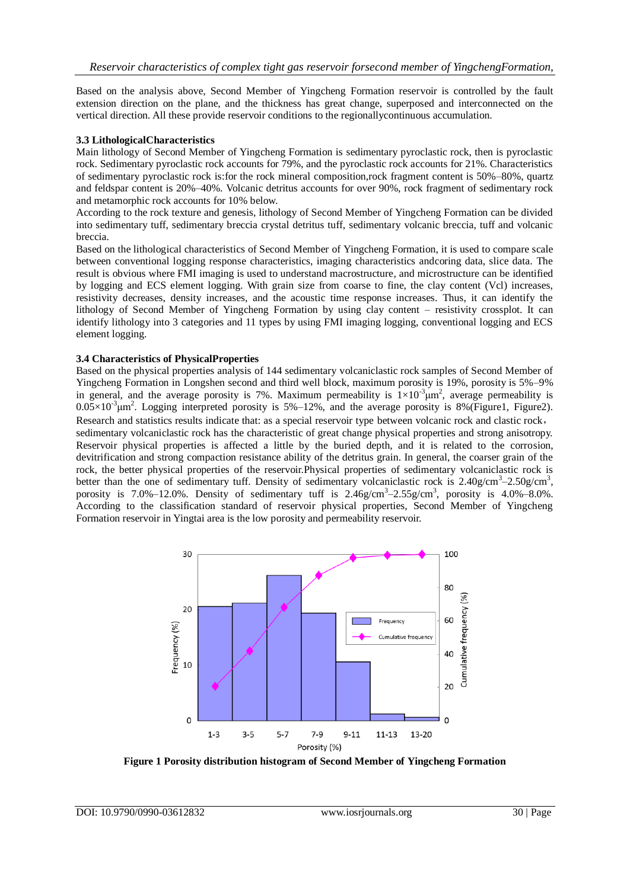Based on the analysis above, Second Member of Yingcheng Formation reservoir is controlled by the fault extension direction on the plane, and the thickness has great change, superposed and interconnected on the vertical direction. All these provide reservoir conditions to the regionallycontinuous accumulation.

### 3.3 LithologicalCharacteristics

Main lithology of Second Member of Yingcheng Formation is sedimentary pyroclastic rock, then is pyroclastic rock. Sedimentary pyroclastic rock accounts for 79%, and the pyroclastic rock accounts for 21%. Characteristics of sedimentary pyroclastic rock is:for the rock mineral composition,rock fragment content is 50%–80%, quartz and feldspar content is 20%–40%. Volcanic detritus accounts for over 90%, rock fragment of sedimentary rock and metamorphic rock accounts for 10% below.

According to the rock texture and genesis, lithology of Second Member of Yingcheng Formation can be divided into sedimentary tuff, sedimentary breccia crystal detritus tuff, sedimentary volcanic breccia, tuff and volcanic breccia.

Based on the lithological characteristics of Second Member of Yingcheng Formation, it is used to compare scale between conventional logging response characteristics, imaging characteristics andcoring data, slice data. The result is obvious where FMI imaging is used to understand macrostructure, and microstructure can be identified by logging and ECS element logging. With grain size from coarse to fine, the clay content (Vcl) increases, resistivity decreases, density increases, and the acoustic time response increases. Thus, it can identify the lithology of Second Member of Yingcheng Formation by using clay content – resistivity crossplot. It can identify lithology into 3 categories and 11 types by using FMI imaging logging, conventional logging and ECS element logging.

### 3.4 Characteristics of PhysicalProperties

Based on the physical properties analysis of 144 sedimentary volcaniclastic rock samples of Second Member of Yingcheng Formation in Longshen second and third well block, maximum porosity is 19%, porosity is 5%–9% in general, and the average porosity is 7%. Maximum permeability is $1\times10^{-3}\mu m^2$, average permeability is $0.05\times10^{-3}\mu m^2$. Logging interpreted porosity is 5%–12%, and the average porosity is 8%(Figure1, Figure2). Research and statistics results indicate that: as a special reservoir type between volcanic rock and clastic rock, sedimentary volcaniclastic rock has the characteristic of great change physical properties and strong anisotropy. Reservoir physical properties is affected a little by the buried depth, and it is related to the corrosion, devitrification and strong compaction resistance ability of the detritus grain. In general, the coarser grain of the rock, the better physical properties of the reservoir.Physical properties of sedimentary volcaniclastic rock is better than the one of sedimentary tuff. Density of sedimentary volcaniclastic rock is $2.40g/cm^3$–$2.50g/cm^3$, porosity is 7.0%–12.0%. Density of sedimentary tuff is $2.46g/cm^3$–$2.55g/cm^3$, porosity is 4.0%–8.0%. According to the classification standard of reservoir physical properties, Second Member of Yingcheng Formation reservoir in Yingtai area is the low porosity and permeability reservoir.

**Figure 1 Porosity distribution histogram of Second Member of Yingcheng Formation**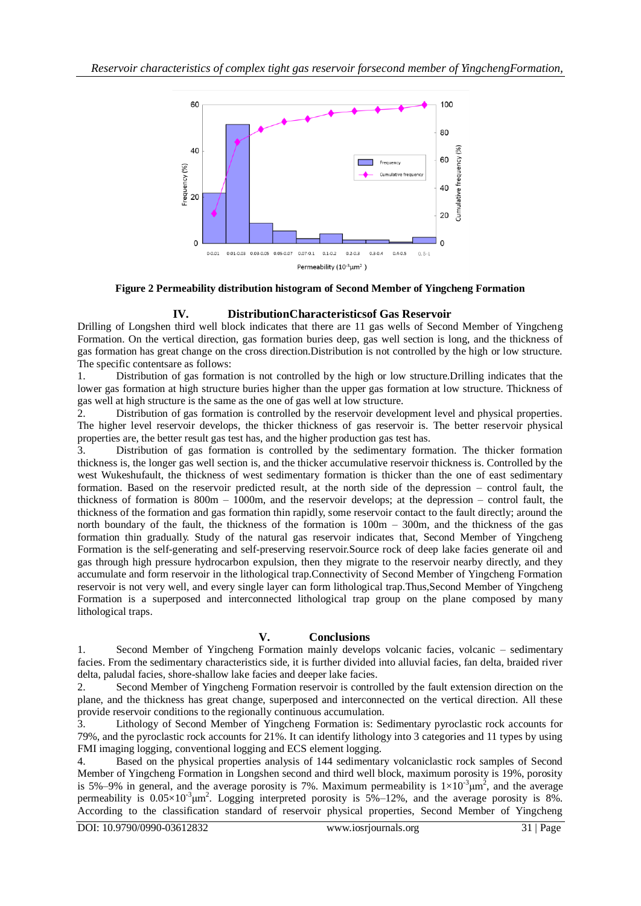Figure 2 Permeability distribution histogram of Second Member of Yingcheng Formation

## IV. Distribution Characteristics of Gas Reservoir

Drilling of Longshen third well block indicates that there are 11 gas wells of Second Member of Yingcheng Formation. On the vertical direction, gas formation buries deep, gas well section is long, and the thickness of gas formation has great change on the cross direction.Distribution is not controlled by the high or low structure. The specific contentsare as follows:

1. Distribution of gas formation is not controlled by the high or low structure.Drilling indicates that the lower gas formation at high structure buries higher than the upper gas formation at low structure. Thickness of gas well at high structure is the same as the one of gas well at low structure.
2. Distribution of gas formation is controlled by the reservoir development level and physical properties. The higher level reservoir develops, the thicker thickness of gas reservoir is. The better reservoir physical properties are, the better result gas test has, and the higher production gas test has.
3. Distribution of gas formation is controlled by the sedimentary formation. The thicker formation thickness is, the longer gas well section is, and the thicker accumulative reservoir thickness is. Controlled by the west Wukeshufault, the thickness of west sedimentary formation is thicker than the one of east sedimentary formation. Based on the reservoir predicted result, at the north side of the depression – control fault, the thickness of formation is 800m – 1000m, and the reservoir develops; at the depression – control fault, the thickness of the formation and gas formation thin rapidly, some reservoir contact to the fault directly; around the north boundary of the fault, the thickness of the formation is 100m – 300m, and the thickness of the gas formation thin gradually. Study of the natural gas reservoir indicates that, Second Member of Yingcheng Formation is the self-generating and self-preserving reservoir.Source rock of deep lake facies generate oil and gas through high pressure hydrocarbon expulsion, then they migrate to the reservoir nearby directly, and they accumulate and form reservoir in the lithological trap.Connectivity of Second Member of Yingcheng Formation reservoir is not very well, and every single layer can form lithological trap.Thus,Second Member of Yingcheng Formation is a superposed and interconnected lithological trap group on the plane composed by many lithological traps.

## V. Conclusions

1. Second Member of Yingcheng Formation mainly develops volcanic facies, volcanic – sedimentary facies. From the sedimentary characteristics side, it is further divided into alluvial facies, fan delta, braided river delta, paludal facies, shore-shallow lake facies and deeper lake facies.
2. Second Member of Yingcheng Formation reservoir is controlled by the fault extension direction on the plane, and the thickness has great change, superposed and interconnected on the vertical direction. All these provide reservoir conditions to the regionally continuous accumulation.
3. Lithology of Second Member of Yingcheng Formation is: Sedimentary pyroclastic rock accounts for 79%, and the pyroclastic rock accounts for 21%. It can identify lithology into 3 categories and 11 types by using FMI imaging logging, conventional logging and ECS element logging.
4. Based on the physical properties analysis of 144 sedimentary volcaniclastic rock samples of Second Member of Yingcheng Formation in Longshen second and third well block, maximum porosity is 19%, porosity is 5%–9% in general, and the average porosity is 7%. Maximum permeability is $1\times10^{-3}\mu m^2$, and the average permeability is $0.05\times10^{-3}\mu m^2$. Logging interpreted porosity is 5%–12%, and the average porosity is 8%. According to the classification standard of reservoir physical properties, Second Member of Yingcheng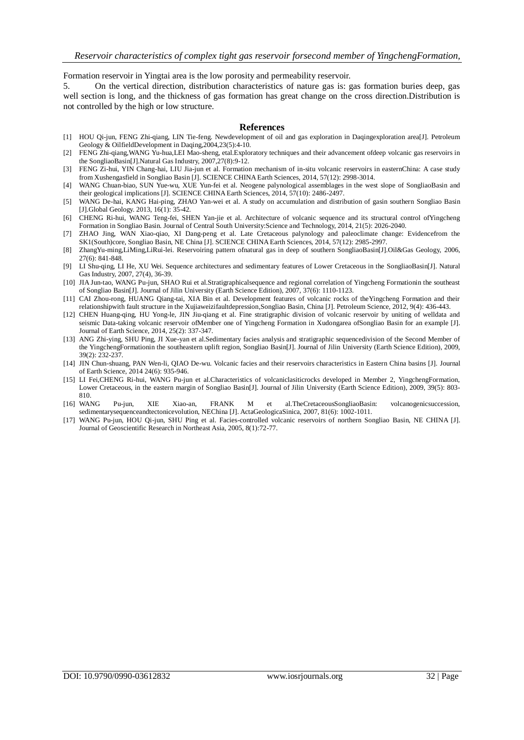Formation reservoir in Yingtai area is the low porosity and permeability reservoir.

5. On the vertical direction, distribution characteristics of nature gas is: gas formation buries deep, gas well section is long, and the thickness of gas formation has great change on the cross direction.Distribution is not controlled by the high or low structure.

## References

[1] HOU Qi-jun, FENG Zhi-qiang, LIN Tie-feng. Newdevelopment of oil and gas exploration in Daqingexploration area[J]. Petroleum Geology & OilfieldDevelopment in Daqing,2004,23(5):4-10.

[2] FENG Zhi-qiang,WANG Yu-hua,LEI Mao-sheng, etal.Exploratory techniques and their advancement ofdeep volcanic gas reservoirs in the SongliaoBasin[J].Natural Gas Industry, 2007,27(8):9-12.

[3] FENG Zi-hui, YIN Chang-hai, LIU Jia-jun et al. Formation mechanism of in-situ volcanic reservoirs in easternChina: A case study from Xushengasfield in Songliao Basin [J]. SCIENCE CHINA Earth Sciences, 2014, 57(12): 2998-3014.

[4] WANG Chuan-biao, SUN Yue-wu, XUE Yun-fei et al. Neogene palynological assemblages in the west slope of SongliaoBasin and their geological implications [J]. SCIENCE CHINA Earth Sciences, 2014, 57(10): 2486-2497.

[5] WANG De-hai, KANG Hai-ping, ZHAO Yan-wei et al. A study on accumulation and distribution of gasin southern Songliao Basin [J].Global Geology. 2013, 16(1): 35-42.

[6] CHENG Ri-hui, WANG Teng-fei, SHEN Yan-jie et al. Architecture of volcanic sequence and its structural control ofYingcheng Formation in Songliao Basin. Journal of Central South University:Science and Technology, 2014, 21(5): 2026-2040.

[7] ZHAO Jing, WAN Xiao-qiao, XI Dang-peng et al. Late Cretaceous palynology and paleoclimate change: Evidencefrom the SK1(South)core, Songliao Basin, NE China [J]. SCIENCE CHINA Earth Sciences, 2014, 57(12): 2985-2997.

[8] ZhangYu-ming,LiMing,LiRui-lei. Reservoiring pattern ofnatural gas in deep of southern SongliaoBasin[J].Oil&Gas Geology, 2006, 27(6): 841-848.

[9] LI Shu-qing, LI He, XU Wei. Sequence architectures and sedimentary features of Lower Cretaceous in the SongliaoBasin[J]. Natural Gas Industry, 2007, 27(4), 36-39.

[10] JIA Jun-tao, WANG Pu-jun, SHAO Rui et al.Stratigraphicalsequence and regional correlation of Yingcheng Formationin the southeast of Songliao Basin[J]. Journal of Jilin University (Earth Science Edition), 2007, 37(6): 1110-1123.

[11] CAI Zhou-rong, HUANG Qiang-tai, XIA Bin et al. Development features of volcanic rocks of theYingcheng Formation and their relationshipwith fault structure in the Xujiaweizifaultdepression,Songliao Basin, China [J]. Petroleum Science, 2012, 9(4): 436-443.

[12] CHEN Huang-qing, HU Yong-le, JIN Jiu-qiang et al. Fine stratigraphic division of volcanic reservoir by uniting of welldata and seismic Data-taking volcanic reservoir ofMember one of Yingcheng Formation in Xudongarea ofSongliao Basin for an example [J]. Journal of Earth Science, 2014, 25(2): 337-347.

[13] ANG Zhi-ying, SHU Ping, JI Xue-yan et al.Sedimentary facies analysis and stratigraphic sequencedivision of the Second Member of the YingchengFormationin the southeastern uplift region, Songliao Basin[J]. Journal of Jilin University (Earth Science Edition), 2009, 39(2): 232-237.

[14] JIN Chun-shuang, PAN Wen-li, QIAO De-wu. Volcanic facies and their reservoirs characteristics in Eastern China basins [J]. Journal of Earth Science, 2014 24(6): 935-946.

[15] LI Fei,CHENG Ri-hui, WANG Pu-jun et al.Characteristics of volcaniclasiticrocks developed in Member 2, YingchengFormation, Lower Cretaceous, in the eastern margin of Songliao Basin[J]. Journal of Jilin University (Earth Science Edition), 2009, 39(5): 803-810.

[16] WANG Pu-jun, XIE Xiao-an, FRANK M et al.TheCretaceousSongliaoBasin: volcanogenicsuccession, sedimentarysequenceandtectonicevolution, NEChina [J]. ActaGeologicaSinica, 2007, 81(6): 1002-1011.

[17] WANG Pu-jun, HOU Qi-jun, SHU Ping et al. Facies-controlled volcanic reservoirs of northern Songliao Basin, NE CHINA [J]. Journal of Geoscientific Research in Northeast Asia, 2005, 8(1):72-77.